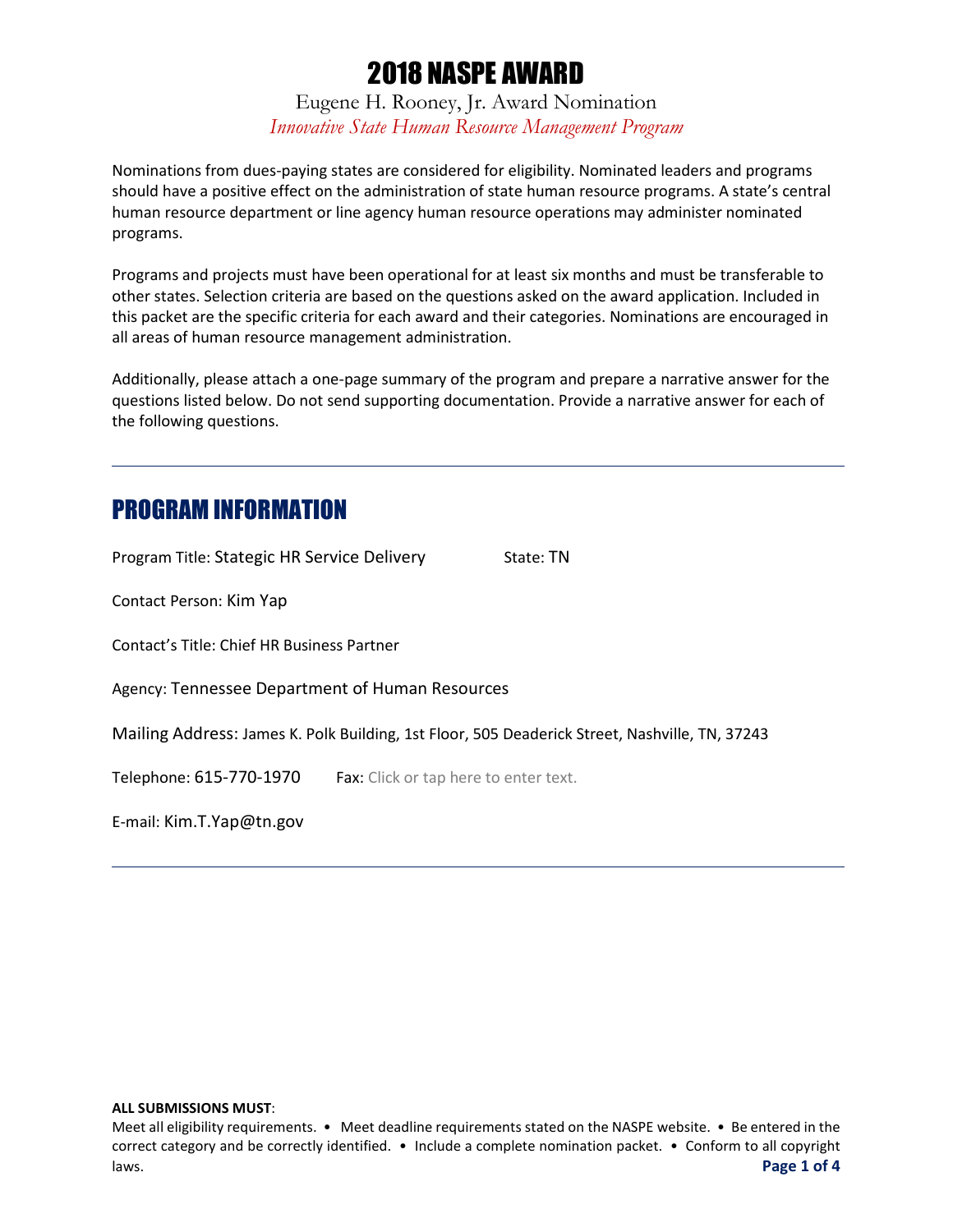# 2018 NASPE AWARD

Eugene H. Rooney, Jr. Award Nomination

*Innovative State Human Resource Management Program*

Nominations from dues-paying states are considered for eligibility. Nominated leaders and programs should have a positive effect on the administration of state human resource programs. A state's central human resource department or line agency human resource operations may administer nominated programs.

Programs and projects must have been operational for at least six months and must be transferable to other states. Selection criteria are based on the questions asked on the award application. Included in this packet are the specific criteria for each award and their categories. Nominations are encouraged in all areas of human resource management administration.

Additionally, please attach a one-page summary of the program and prepare a narrative answer for the questions listed below. Do not send supporting documentation. Provide a narrative answer for each of the following questions.

---

## PROGRAM INFORMATION

Program Title: Stategic HR Service Delivery State: TN

Contact Person: Kim Yap

Contact's Title: Chief HR Business Partner

Agency: Tennessee Department of Human Resources

Mailing Address: James K. Polk Building, 1st Floor, 505 Deaderick Street, Nashville, TN, 37243

Telephone: 615-770-1970 Fax: Click or tap here to enter text.

E-mail: Kim.T.Yap@tn.gov

---

**ALL SUBMISSIONS MUST**:

Meet all eligibility requirements. • Meet deadline requirements stated on the NASPE website. • Be entered in the correct category and be correctly identified. • Include a complete nomination packet. • Conform to all copyright laws.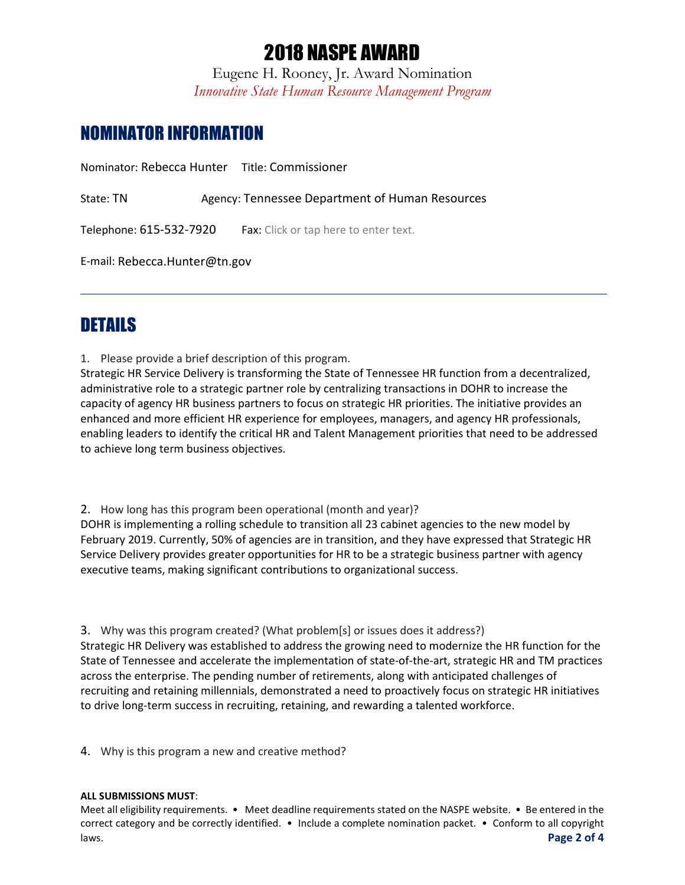# 2018 NASPE AWARD

Eugene H. Rooney, Jr. Award Nomination

*Innovative State Human Resource Management Program*

## NOMINATOR INFORMATION

Nominator: Rebecca Hunter  Title: Commissioner

State: TN  Agency: Tennessee Department of Human Resources

Telephone: 615-532-7920  Fax: Click or tap here to enter text.

E-mail: Rebecca.Hunter@tn.gov

---

## DETAILS

1. Please provide a brief description of this program.

Strategic HR Service Delivery is transforming the State of Tennessee HR function from a decentralized, administrative role to a strategic partner role by centralizing transactions in DOHR to increase the capacity of agency HR business partners to focus on strategic HR priorities. The initiative provides an enhanced and more efficient HR experience for employees, managers, and agency HR professionals, enabling leaders to identify the critical HR and Talent Management priorities that need to be addressed to achieve long term business objectives.

2. How long has this program been operational (month and year)?

DOHR is implementing a rolling schedule to transition all 23 cabinet agencies to the new model by February 2019. Currently, 50% of agencies are in transition, and they have expressed that Strategic HR Service Delivery provides greater opportunities for HR to be a strategic business partner with agency executive teams, making significant contributions to organizational success.

3. Why was this program created? (What problem[s] or issues does it address?)

Strategic HR Delivery was established to address the growing need to modernize the HR function for the State of Tennessee and accelerate the implementation of state-of-the-art, strategic HR and TM practices across the enterprise. The pending number of retirements, along with anticipated challenges of recruiting and retaining millennials, demonstrated a need to proactively focus on strategic HR initiatives to drive long-term success in recruiting, retaining, and rewarding a talented workforce.

4. Why is this program a new and creative method?

**ALL SUBMISSIONS MUST**:

Meet all eligibility requirements. • Meet deadline requirements stated on the NASPE website. • Be entered in the correct category and be correctly identified. • Include a complete nomination packet. • Conform to all copyright laws.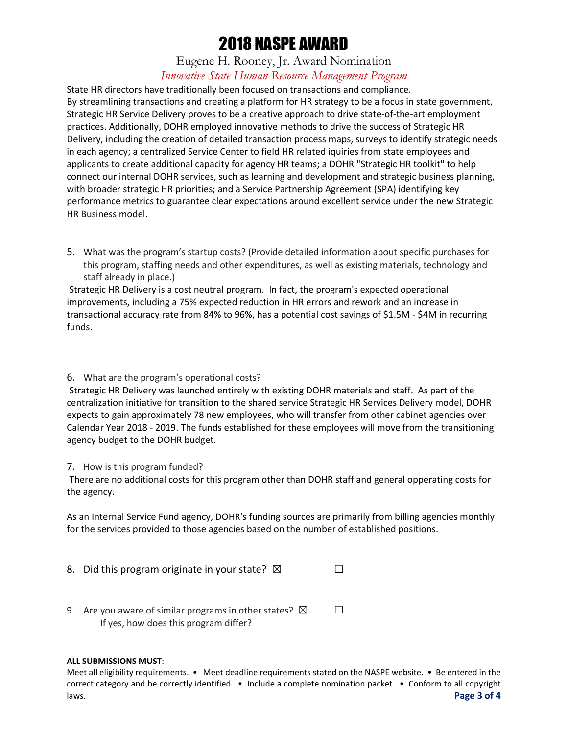# 2018 NASPE AWARD

Eugene H. Rooney, Jr. Award Nomination

*Innovative State Human Resource Management Program*

State HR directors have traditionally been focused on transactions and compliance. By streamlining transactions and creating a platform for HR strategy to be a focus in state government, Strategic HR Service Delivery proves to be a creative approach to drive state-of-the-art employment practices. Additionally, DOHR employed innovative methods to drive the success of Strategic HR Delivery, including the creation of detailed transaction process maps, surveys to identify strategic needs in each agency; a centralized Service Center to field HR related iquiries from state employees and applicants to create additional capacity for agency HR teams; a DOHR "Strategic HR toolkit" to help connect our internal DOHR services, such as learning and development and strategic business planning, with broader strategic HR priorities; and a Service Partnership Agreement (SPA) identifying key performance metrics to guarantee clear expectations around excellent service under the new Strategic HR Business model.

5. What was the program's startup costs? (Provide detailed information about specific purchases for this program, staffing needs and other expenditures, as well as existing materials, technology and staff already in place.)

Strategic HR Delivery is a cost neutral program. In fact, the program's expected operational improvements, including a 75% expected reduction in HR errors and rework and an increase in transactional accuracy rate from 84% to 96%, has a potential cost savings of $1.5M - $4M in recurring funds.

6. What are the program's operational costs?

Strategic HR Delivery was launched entirely with existing DOHR materials and staff. As part of the centralization initiative for transition to the shared service Strategic HR Services Delivery model, DOHR expects to gain approximately 78 new employees, who will transfer from other cabinet agencies over Calendar Year 2018 - 2019. The funds established for these employees will move from the transitioning agency budget to the DOHR budget.

7. How is this program funded?

There are no additional costs for this program other than DOHR staff and general opperating costs for the agency.

As an Internal Service Fund agency, DOHR's funding sources are primarily from billing agencies monthly for the services provided to those agencies based on the number of established positions.

8. Did this program originate in your state? ☒ ☐

9. Are you aware of similar programs in other states? ☒ ☐
   If yes, how does this program differ?

**ALL SUBMISSIONS MUST**:
Meet all eligibility requirements. • Meet deadline requirements stated on the NASPE website. • Be entered in the correct category and be correctly identified. • Include a complete nomination packet. • Conform to all copyright laws.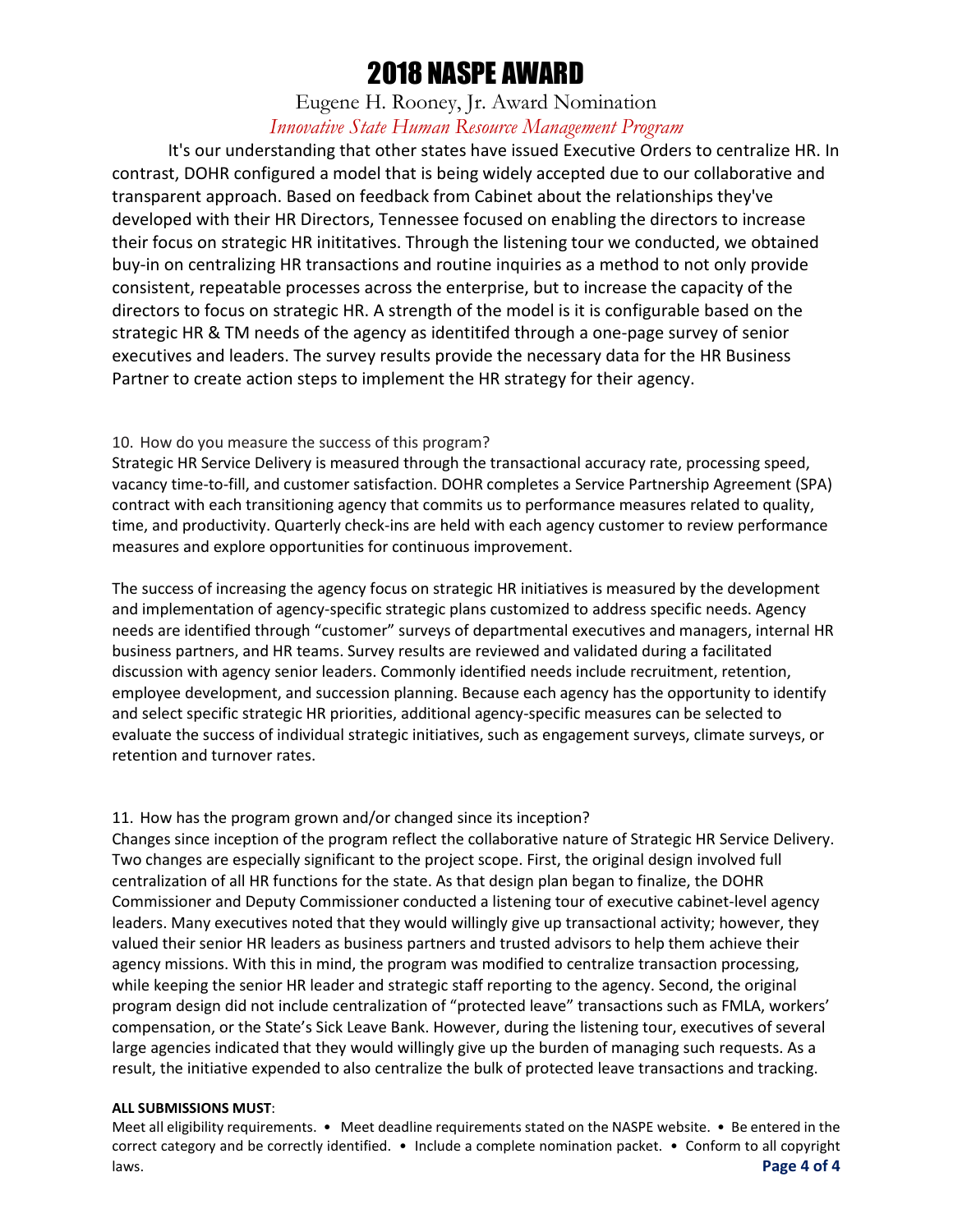It's our understanding that other states have issued Executive Orders to centralize HR. In contrast, DOHR configured a model that is being widely accepted due to our collaborative and transparent approach. Based on feedback from Cabinet about the relationships they've developed with their HR Directors, Tennessee focused on enabling the directors to increase their focus on strategic HR inititatives. Through the listening tour we conducted, we obtained buy-in on centralizing HR transactions and routine inquiries as a method to not only provide consistent, repeatable processes across the enterprise, but to increase the capacity of the directors to focus on strategic HR. A strength of the model is it is configurable based on the strategic HR & TM needs of the agency as identitifed through a one-page survey of senior executives and leaders. The survey results provide the necessary data for the HR Business Partner to create action steps to implement the HR strategy for their agency.

10. How do you measure the success of this program?

Strategic HR Service Delivery is measured through the transactional accuracy rate, processing speed, vacancy time-to-fill, and customer satisfaction. DOHR completes a Service Partnership Agreement (SPA) contract with each transitioning agency that commits us to performance measures related to quality, time, and productivity. Quarterly check-ins are held with each agency customer to review performance measures and explore opportunities for continuous improvement.

The success of increasing the agency focus on strategic HR initiatives is measured by the development and implementation of agency-specific strategic plans customized to address specific needs. Agency needs are identified through "customer" surveys of departmental executives and managers, internal HR business partners, and HR teams. Survey results are reviewed and validated during a facilitated discussion with agency senior leaders. Commonly identified needs include recruitment, retention, employee development, and succession planning. Because each agency has the opportunity to identify and select specific strategic HR priorities, additional agency-specific measures can be selected to evaluate the success of individual strategic initiatives, such as engagement surveys, climate surveys, or retention and turnover rates.

11. How has the program grown and/or changed since its inception?

Changes since inception of the program reflect the collaborative nature of Strategic HR Service Delivery. Two changes are especially significant to the project scope. First, the original design involved full centralization of all HR functions for the state. As that design plan began to finalize, the DOHR Commissioner and Deputy Commissioner conducted a listening tour of executive cabinet-level agency leaders. Many executives noted that they would willingly give up transactional activity; however, they valued their senior HR leaders as business partners and trusted advisors to help them achieve their agency missions. With this in mind, the program was modified to centralize transaction processing, while keeping the senior HR leader and strategic staff reporting to the agency. Second, the original program design did not include centralization of "protected leave" transactions such as FMLA, workers' compensation, or the State's Sick Leave Bank. However, during the listening tour, executives of several large agencies indicated that they would willingly give up the burden of managing such requests. As a result, the initiative expended to also centralize the bulk of protected leave transactions and tracking.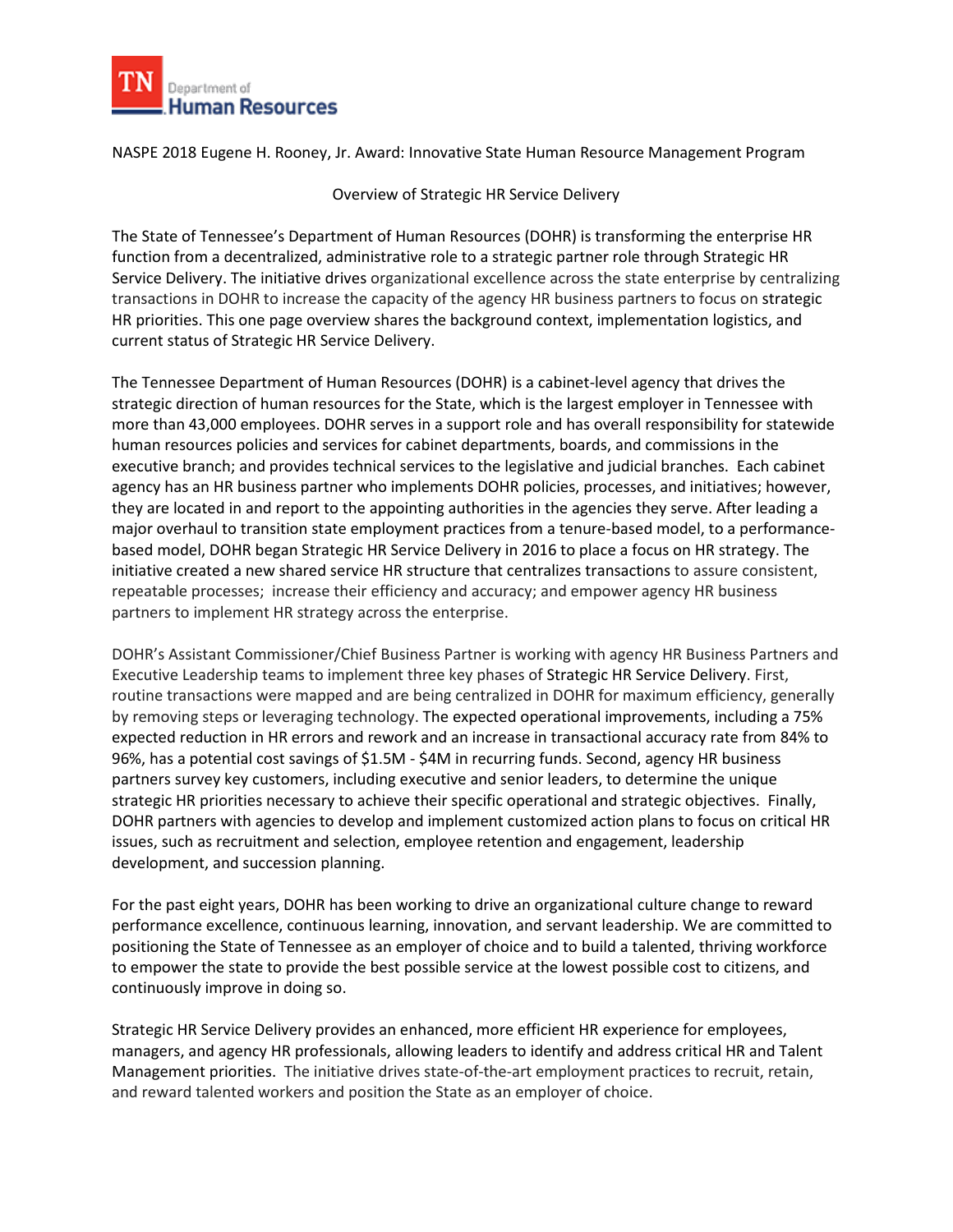TN Department of Human Resources

NASPE 2018 Eugene H. Rooney, Jr. Award: Innovative State Human Resource Management Program

Overview of Strategic HR Service Delivery

The State of Tennessee's Department of Human Resources (DOHR) is transforming the enterprise HR function from a decentralized, administrative role to a strategic partner role through Strategic HR Service Delivery. The initiative drives organizational excellence across the state enterprise by centralizing transactions in DOHR to increase the capacity of the agency HR business partners to focus on strategic HR priorities. This one page overview shares the background context, implementation logistics, and current status of Strategic HR Service Delivery.

The Tennessee Department of Human Resources (DOHR) is a cabinet-level agency that drives the strategic direction of human resources for the State, which is the largest employer in Tennessee with more than 43,000 employees. DOHR serves in a support role and has overall responsibility for statewide human resources policies and services for cabinet departments, boards, and commissions in the executive branch; and provides technical services to the legislative and judicial branches. Each cabinet agency has an HR business partner who implements DOHR policies, processes, and initiatives; however, they are located in and report to the appointing authorities in the agencies they serve. After leading a major overhaul to transition state employment practices from a tenure-based model, to a performance-based model, DOHR began Strategic HR Service Delivery in 2016 to place a focus on HR strategy. The initiative created a new shared service HR structure that centralizes transactions to assure consistent, repeatable processes; increase their efficiency and accuracy; and empower agency HR business partners to implement HR strategy across the enterprise.

DOHR's Assistant Commissioner/Chief Business Partner is working with agency HR Business Partners and Executive Leadership teams to implement three key phases of Strategic HR Service Delivery. First, routine transactions were mapped and are being centralized in DOHR for maximum efficiency, generally by removing steps or leveraging technology. The expected operational improvements, including a 75% expected reduction in HR errors and rework and an increase in transactional accuracy rate from 84% to 96%, has a potential cost savings of $1.5M - $4M in recurring funds. Second, agency HR business partners survey key customers, including executive and senior leaders, to determine the unique strategic HR priorities necessary to achieve their specific operational and strategic objectives. Finally, DOHR partners with agencies to develop and implement customized action plans to focus on critical HR issues, such as recruitment and selection, employee retention and engagement, leadership development, and succession planning.

For the past eight years, DOHR has been working to drive an organizational culture change to reward performance excellence, continuous learning, innovation, and servant leadership. We are committed to positioning the State of Tennessee as an employer of choice and to build a talented, thriving workforce to empower the state to provide the best possible service at the lowest possible cost to citizens, and continuously improve in doing so.

Strategic HR Service Delivery provides an enhanced, more efficient HR experience for employees, managers, and agency HR professionals, allowing leaders to identify and address critical HR and Talent Management priorities. The initiative drives state-of-the-art employment practices to recruit, retain, and reward talented workers and position the State as an employer of choice.